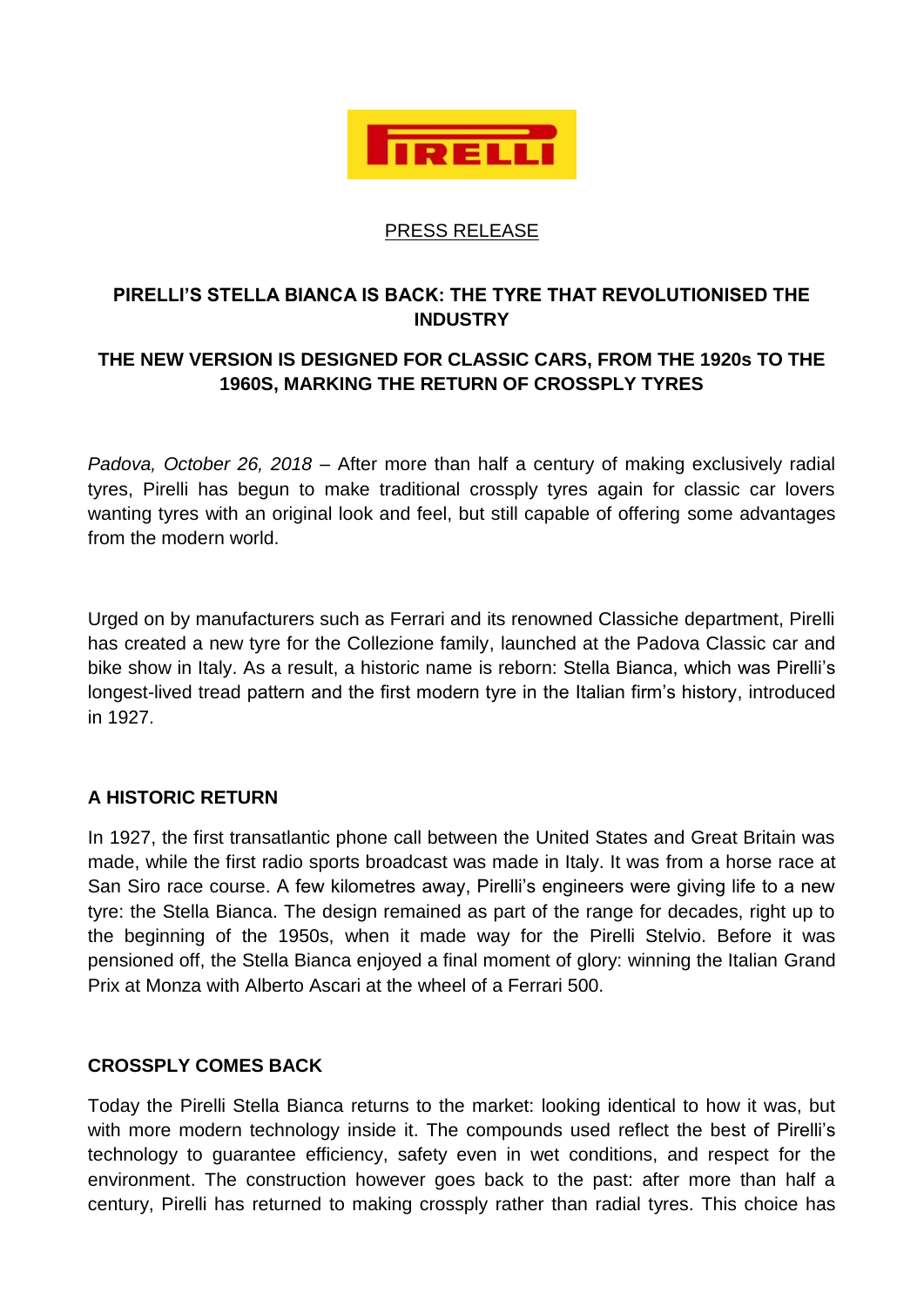PRESS RELEASE

# PIRELLI'S STELLA BIANCA IS BACK: THE TYRE THAT REVOLUTIONISED THE INDUSTRY

## THE NEW VERSION IS DESIGNED FOR CLASSIC CARS, FROM THE 1920s TO THE 1960S, MARKING THE RETURN OF CROSSPLY TYRES

*Padova, October 26, 2018* – After more than half a century of making exclusively radial tyres, Pirelli has begun to make traditional crossply tyres again for classic car lovers wanting tyres with an original look and feel, but still capable of offering some advantages from the modern world.

Urged on by manufacturers such as Ferrari and its renowned Classiche department, Pirelli has created a new tyre for the Collezione family, launched at the Padova Classic car and bike show in Italy. As a result, a historic name is reborn: Stella Bianca, which was Pirelli's longest-lived tread pattern and the first modern tyre in the Italian firm's history, introduced in 1927.

### A HISTORIC RETURN

In 1927, the first transatlantic phone call between the United States and Great Britain was made, while the first radio sports broadcast was made in Italy. It was from a horse race at San Siro race course. A few kilometres away, Pirelli's engineers were giving life to a new tyre: the Stella Bianca. The design remained as part of the range for decades, right up to the beginning of the 1950s, when it made way for the Pirelli Stelvio. Before it was pensioned off, the Stella Bianca enjoyed a final moment of glory: winning the Italian Grand Prix at Monza with Alberto Ascari at the wheel of a Ferrari 500.

### CROSSPLY COMES BACK

Today the Pirelli Stella Bianca returns to the market: looking identical to how it was, but with more modern technology inside it. The compounds used reflect the best of Pirelli's technology to guarantee efficiency, safety even in wet conditions, and respect for the environment. The construction however goes back to the past: after more than half a century, Pirelli has returned to making crossply rather than radial tyres. This choice has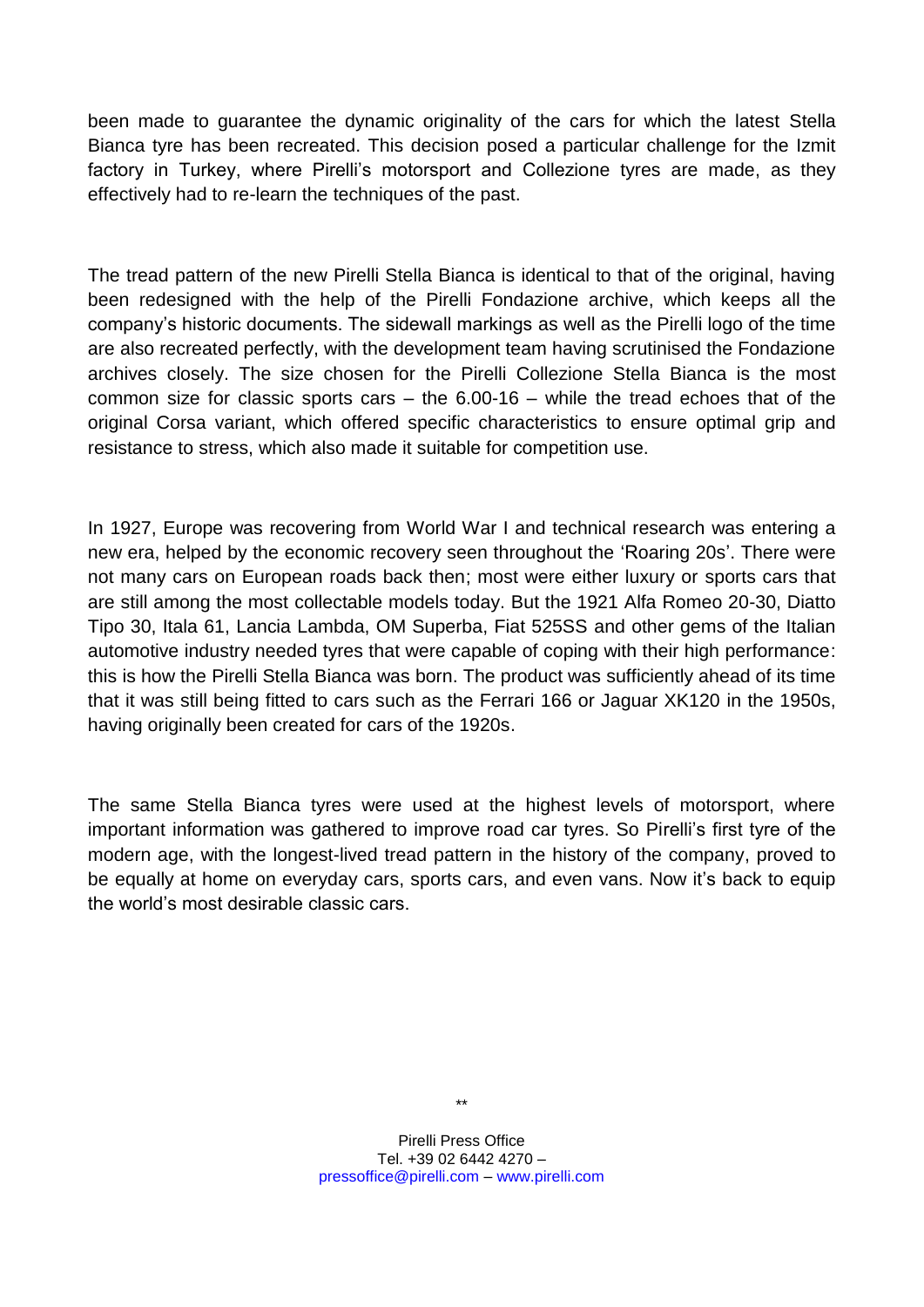been made to guarantee the dynamic originality of the cars for which the latest Stella Bianca tyre has been recreated. This decision posed a particular challenge for the Izmit factory in Turkey, where Pirelli's motorsport and Collezione tyres are made, as they effectively had to re-learn the techniques of the past.

The tread pattern of the new Pirelli Stella Bianca is identical to that of the original, having been redesigned with the help of the Pirelli Fondazione archive, which keeps all the company's historic documents. The sidewall markings as well as the Pirelli logo of the time are also recreated perfectly, with the development team having scrutinised the Fondazione archives closely. The size chosen for the Pirelli Collezione Stella Bianca is the most common size for classic sports cars – the 6.00-16 – while the tread echoes that of the original Corsa variant, which offered specific characteristics to ensure optimal grip and resistance to stress, which also made it suitable for competition use.

In 1927, Europe was recovering from World War I and technical research was entering a new era, helped by the economic recovery seen throughout the 'Roaring 20s'. There were not many cars on European roads back then; most were either luxury or sports cars that are still among the most collectable models today. But the 1921 Alfa Romeo 20-30, Diatto Tipo 30, Itala 61, Lancia Lambda, OM Superba, Fiat 525SS and other gems of the Italian automotive industry needed tyres that were capable of coping with their high performance: this is how the Pirelli Stella Bianca was born. The product was sufficiently ahead of its time that it was still being fitted to cars such as the Ferrari 166 or Jaguar XK120 in the 1950s, having originally been created for cars of the 1920s.

The same Stella Bianca tyres were used at the highest levels of motorsport, where important information was gathered to improve road car tyres. So Pirelli's first tyre of the modern age, with the longest-lived tread pattern in the history of the company, proved to be equally at home on everyday cars, sports cars, and even vans. Now it's back to equip the world's most desirable classic cars.

**

Pirelli Press Office
Tel. +39 02 6442 4270 –
pressoffice@pirelli.com – www.pirelli.com